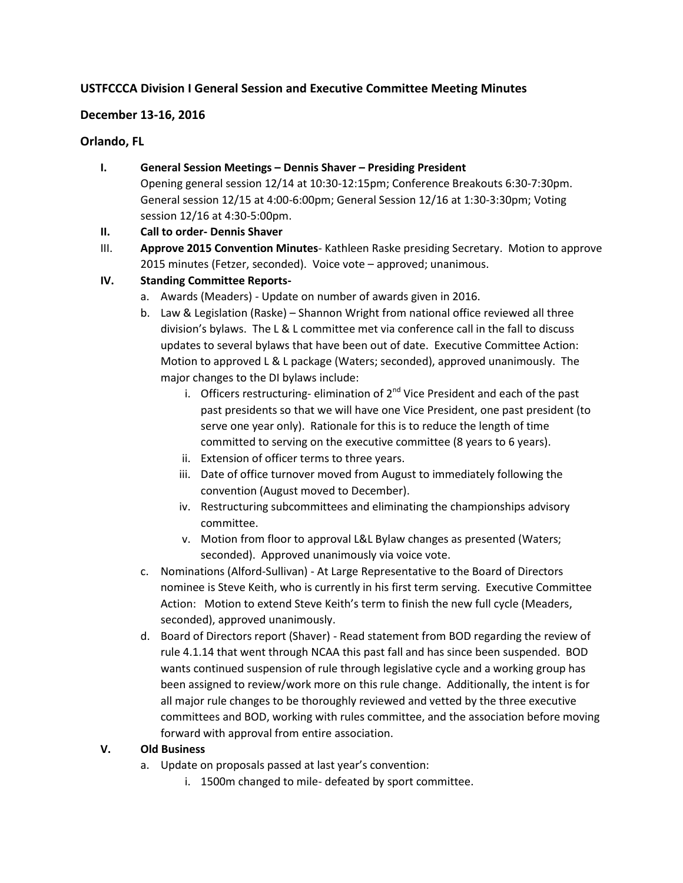**USTFCCCA Division I General Session and Executive Committee Meeting Minutes**

**December 13-16, 2016**

**Orlando, FL**

I. **General Session Meetings – Dennis Shaver – Presiding President**
   Opening general session 12/14 at 10:30-12:15pm; Conference Breakouts 6:30-7:30pm. General session 12/15 at 4:00-6:00pm; General Session 12/16 at 1:30-3:30pm; Voting session 12/16 at 4:30-5:00pm.

II. **Call to order- Dennis Shaver**

III. **Approve 2015 Convention Minutes**- Kathleen Raske presiding Secretary. Motion to approve 2015 minutes (Fetzer, seconded). Voice vote – approved; unanimous.

IV. **Standing Committee Reports-**
   a. Awards (Meaders) - Update on number of awards given in 2016.
   b. Law & Legislation (Raske) – Shannon Wright from national office reviewed all three division's bylaws. The L & L committee met via conference call in the fall to discuss updates to several bylaws that have been out of date. Executive Committee Action: Motion to approved L & L package (Waters; seconded), approved unanimously. The major changes to the DI bylaws include:
      i. Officers restructuring- elimination of 2nd Vice President and each of the past past presidents so that we will have one Vice President, one past president (to serve one year only). Rationale for this is to reduce the length of time committed to serving on the executive committee (8 years to 6 years).
      ii. Extension of officer terms to three years.
      iii. Date of office turnover moved from August to immediately following the convention (August moved to December).
      iv. Restructuring subcommittees and eliminating the championships advisory committee.
      v. Motion from floor to approval L&L Bylaw changes as presented (Waters; seconded). Approved unanimously via voice vote.
   c. Nominations (Alford-Sullivan) - At Large Representative to the Board of Directors nominee is Steve Keith, who is currently in his first term serving. Executive Committee Action: Motion to extend Steve Keith's term to finish the new full cycle (Meaders, seconded), approved unanimously.
   d. Board of Directors report (Shaver) - Read statement from BOD regarding the review of rule 4.1.14 that went through NCAA this past fall and has since been suspended. BOD wants continued suspension of rule through legislative cycle and a working group has been assigned to review/work more on this rule change. Additionally, the intent is for all major rule changes to be thoroughly reviewed and vetted by the three executive committees and BOD, working with rules committee, and the association before moving forward with approval from entire association.

V. **Old Business**
   a. Update on proposals passed at last year's convention:
      i. 1500m changed to mile- defeated by sport committee.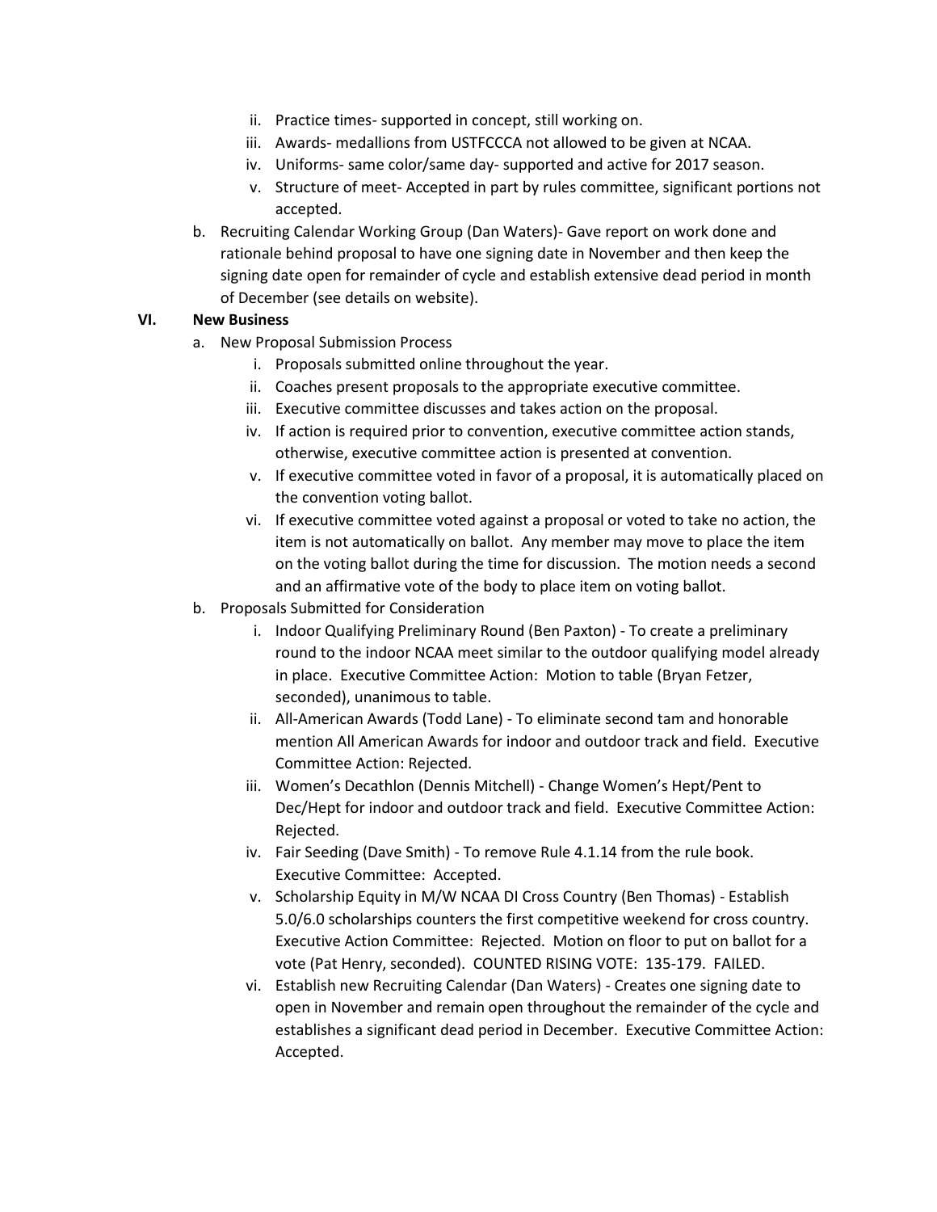- ii. Practice times- supported in concept, still working on.
   - iii. Awards- medallions from USTFCCCA not allowed to be given at NCAA.
   - iv. Uniforms- same color/same day- supported and active for 2017 season.
   - v. Structure of meet- Accepted in part by rules committee, significant portions not accepted.
- b. Recruiting Calendar Working Group (Dan Waters)- Gave report on work done and rationale behind proposal to have one signing date in November and then keep the signing date open for remainder of cycle and establish extensive dead period in month of December (see details on website).

**VI. New Business**

- a. New Proposal Submission Process
   - i. Proposals submitted online throughout the year.
   - ii. Coaches present proposals to the appropriate executive committee.
   - iii. Executive committee discusses and takes action on the proposal.
   - iv. If action is required prior to convention, executive committee action stands, otherwise, executive committee action is presented at convention.
   - v. If executive committee voted in favor of a proposal, it is automatically placed on the convention voting ballot.
   - vi. If executive committee voted against a proposal or voted to take no action, the item is not automatically on ballot. Any member may move to place the item on the voting ballot during the time for discussion. The motion needs a second and an affirmative vote of the body to place item on voting ballot.
- b. Proposals Submitted for Consideration
   - i. Indoor Qualifying Preliminary Round (Ben Paxton) - To create a preliminary round to the indoor NCAA meet similar to the outdoor qualifying model already in place. Executive Committee Action: Motion to table (Bryan Fetzer, seconded), unanimous to table.
   - ii. All-American Awards (Todd Lane) - To eliminate second tam and honorable mention All American Awards for indoor and outdoor track and field. Executive Committee Action: Rejected.
   - iii. Women's Decathlon (Dennis Mitchell) - Change Women's Hept/Pent to Dec/Hept for indoor and outdoor track and field. Executive Committee Action: Rejected.
   - iv. Fair Seeding (Dave Smith) - To remove Rule 4.1.14 from the rule book. Executive Committee: Accepted.
   - v. Scholarship Equity in M/W NCAA DI Cross Country (Ben Thomas) - Establish 5.0/6.0 scholarships counters the first competitive weekend for cross country. Executive Action Committee: Rejected. Motion on floor to put on ballot for a vote (Pat Henry, seconded). COUNTED RISING VOTE: 135-179. FAILED.
   - vi. Establish new Recruiting Calendar (Dan Waters) - Creates one signing date to open in November and remain open throughout the remainder of the cycle and establishes a significant dead period in December. Executive Committee Action: Accepted.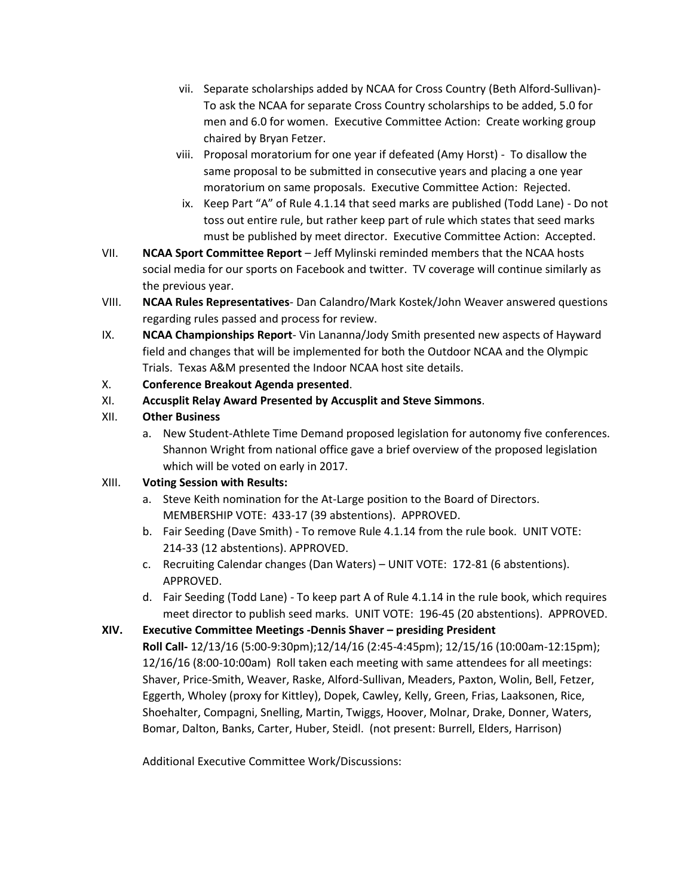vii. Separate scholarships added by NCAA for Cross Country (Beth Alford-Sullivan)- To ask the NCAA for separate Cross Country scholarships to be added, 5.0 for men and 6.0 for women. Executive Committee Action: Create working group chaired by Bryan Fetzer.

viii. Proposal moratorium for one year if defeated (Amy Horst) - To disallow the same proposal to be submitted in consecutive years and placing a one year moratorium on same proposals. Executive Committee Action: Rejected.

ix. Keep Part "A" of Rule 4.1.14 that seed marks are published (Todd Lane) - Do not toss out entire rule, but rather keep part of rule which states that seed marks must be published by meet director. Executive Committee Action: Accepted.

VII. **NCAA Sport Committee Report** – Jeff Mylinski reminded members that the NCAA hosts social media for our sports on Facebook and twitter. TV coverage will continue similarly as the previous year.

VIII. **NCAA Rules Representatives**- Dan Calandro/Mark Kostek/John Weaver answered questions regarding rules passed and process for review.

IX. **NCAA Championships Report**- Vin Lananna/Jody Smith presented new aspects of Hayward field and changes that will be implemented for both the Outdoor NCAA and the Olympic Trials. Texas A&M presented the Indoor NCAA host site details.

X. **Conference Breakout Agenda presented**.

XI. **Accusplit Relay Award Presented by Accusplit and Steve Simmons**.

XII. **Other Business**

a. New Student-Athlete Time Demand proposed legislation for autonomy five conferences. Shannon Wright from national office gave a brief overview of the proposed legislation which will be voted on early in 2017.

XIII. **Voting Session with Results:**

a. Steve Keith nomination for the At-Large position to the Board of Directors. MEMBERSHIP VOTE: 433-17 (39 abstentions). APPROVED.

b. Fair Seeding (Dave Smith) - To remove Rule 4.1.14 from the rule book. UNIT VOTE: 214-33 (12 abstentions). APPROVED.

c. Recruiting Calendar changes (Dan Waters) – UNIT VOTE: 172-81 (6 abstentions). APPROVED.

d. Fair Seeding (Todd Lane) - To keep part A of Rule 4.1.14 in the rule book, which requires meet director to publish seed marks. UNIT VOTE: 196-45 (20 abstentions). APPROVED.

**XIV. Executive Committee Meetings -Dennis Shaver – presiding President**

**Roll Call-** 12/13/16 (5:00-9:30pm);12/14/16 (2:45-4:45pm); 12/15/16 (10:00am-12:15pm); 12/16/16 (8:00-10:00am) Roll taken each meeting with same attendees for all meetings: Shaver, Price-Smith, Weaver, Raske, Alford-Sullivan, Meaders, Paxton, Wolin, Bell, Fetzer, Eggerth, Wholey (proxy for Kittley), Dopek, Cawley, Kelly, Green, Frias, Laaksonen, Rice, Shoehalter, Compagni, Snelling, Martin, Twiggs, Hoover, Molnar, Drake, Donner, Waters, Bomar, Dalton, Banks, Carter, Huber, Steidl. (not present: Burrell, Elders, Harrison)

Additional Executive Committee Work/Discussions: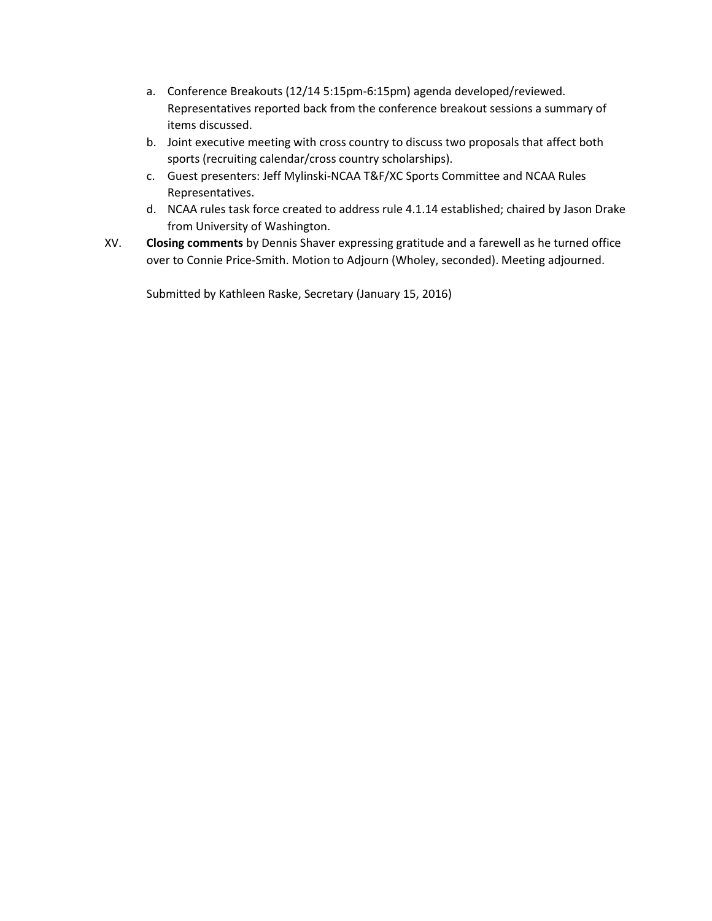a. Conference Breakouts (12/14 5:15pm-6:15pm) agenda developed/reviewed. Representatives reported back from the conference breakout sessions a summary of items discussed.
b. Joint executive meeting with cross country to discuss two proposals that affect both sports (recruiting calendar/cross country scholarships).
c. Guest presenters: Jeff Mylinski-NCAA T&F/XC Sports Committee and NCAA Rules Representatives.
d. NCAA rules task force created to address rule 4.1.14 established; chaired by Jason Drake from University of Washington.

XV. **Closing comments** by Dennis Shaver expressing gratitude and a farewell as he turned office over to Connie Price-Smith. Motion to Adjourn (Wholey, seconded). Meeting adjourned.

Submitted by Kathleen Raske, Secretary (January 15, 2016)